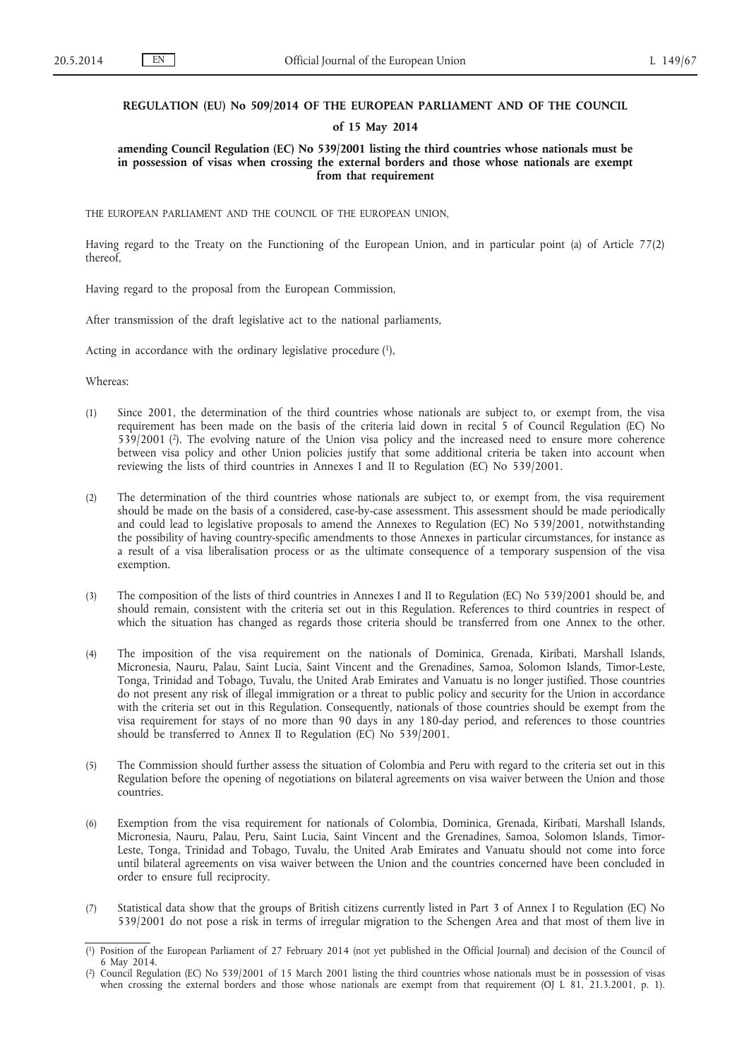**REGULATION (EU) No 509/2014 OF THE EUROPEAN PARLIAMENT AND OF THE COUNCIL**

**of 15 May 2014**

**amending Council Regulation (EC) No 539/2001 listing the third countries whose nationals must be in possession of visas when crossing the external borders and those whose nationals are exempt from that requirement**

THE EUROPEAN PARLIAMENT AND THE COUNCIL OF THE EUROPEAN UNION,

Having regard to the Treaty on the Functioning of the European Union, and in particular point (a) of Article 77(2) thereof,

Having regard to the proposal from the European Commission,

After transmission of the draft legislative act to the national parliaments,

Acting in accordance with the ordinary legislative procedure [1],

Whereas:

(1) Since 2001, the determination of the third countries whose nationals are subject to, or exempt from, the visa requirement has been made on the basis of the criteria laid down in recital 5 of Council Regulation (EC) No 539/2001 [2]. The evolving nature of the Union visa policy and the increased need to ensure more coherence between visa policy and other Union policies justify that some additional criteria be taken into account when reviewing the lists of third countries in Annexes I and II to Regulation (EC) No 539/2001.

(2) The determination of the third countries whose nationals are subject to, or exempt from, the visa requirement should be made on the basis of a considered, case-by-case assessment. This assessment should be made periodically and could lead to legislative proposals to amend the Annexes to Regulation (EC) No 539/2001, notwithstanding the possibility of having country-specific amendments to those Annexes in particular circumstances, for instance as a result of a visa liberalisation process or as the ultimate consequence of a temporary suspension of the visa exemption.

(3) The composition of the lists of third countries in Annexes I and II to Regulation (EC) No 539/2001 should be, and should remain, consistent with the criteria set out in this Regulation. References to third countries in respect of which the situation has changed as regards those criteria should be transferred from one Annex to the other.

(4) The imposition of the visa requirement on the nationals of Dominica, Grenada, Kiribati, Marshall Islands, Micronesia, Nauru, Palau, Saint Lucia, Saint Vincent and the Grenadines, Samoa, Solomon Islands, Timor-Leste, Tonga, Trinidad and Tobago, Tuvalu, the United Arab Emirates and Vanuatu is no longer justified. Those countries do not present any risk of illegal immigration or a threat to public policy and security for the Union in accordance with the criteria set out in this Regulation. Consequently, nationals of those countries should be exempt from the visa requirement for stays of no more than 90 days in any 180-day period, and references to those countries should be transferred to Annex II to Regulation (EC) No 539/2001.

(5) The Commission should further assess the situation of Colombia and Peru with regard to the criteria set out in this Regulation before the opening of negotiations on bilateral agreements on visa waiver between the Union and those countries.

(6) Exemption from the visa requirement for nationals of Colombia, Dominica, Grenada, Kiribati, Marshall Islands, Micronesia, Nauru, Palau, Peru, Saint Lucia, Saint Vincent and the Grenadines, Samoa, Solomon Islands, Timor-Leste, Tonga, Trinidad and Tobago, Tuvalu, the United Arab Emirates and Vanuatu should not come into force until bilateral agreements on visa waiver between the Union and the countries concerned have been concluded in order to ensure full reciprocity.

(7) Statistical data show that the groups of British citizens currently listed in Part 3 of Annex I to Regulation (EC) No 539/2001 do not pose a risk in terms of irregular migration to the Schengen Area and that most of them live in

---

[1] Position of the European Parliament of 27 February 2014 (not yet published in the Official Journal) and decision of the Council of 6 May 2014.

[2] Council Regulation (EC) No 539/2001 of 15 March 2001 listing the third countries whose nationals must be in possession of visas when crossing the external borders and those whose nationals are exempt from that requirement (OJ L 81, 21.3.2001, p. 1).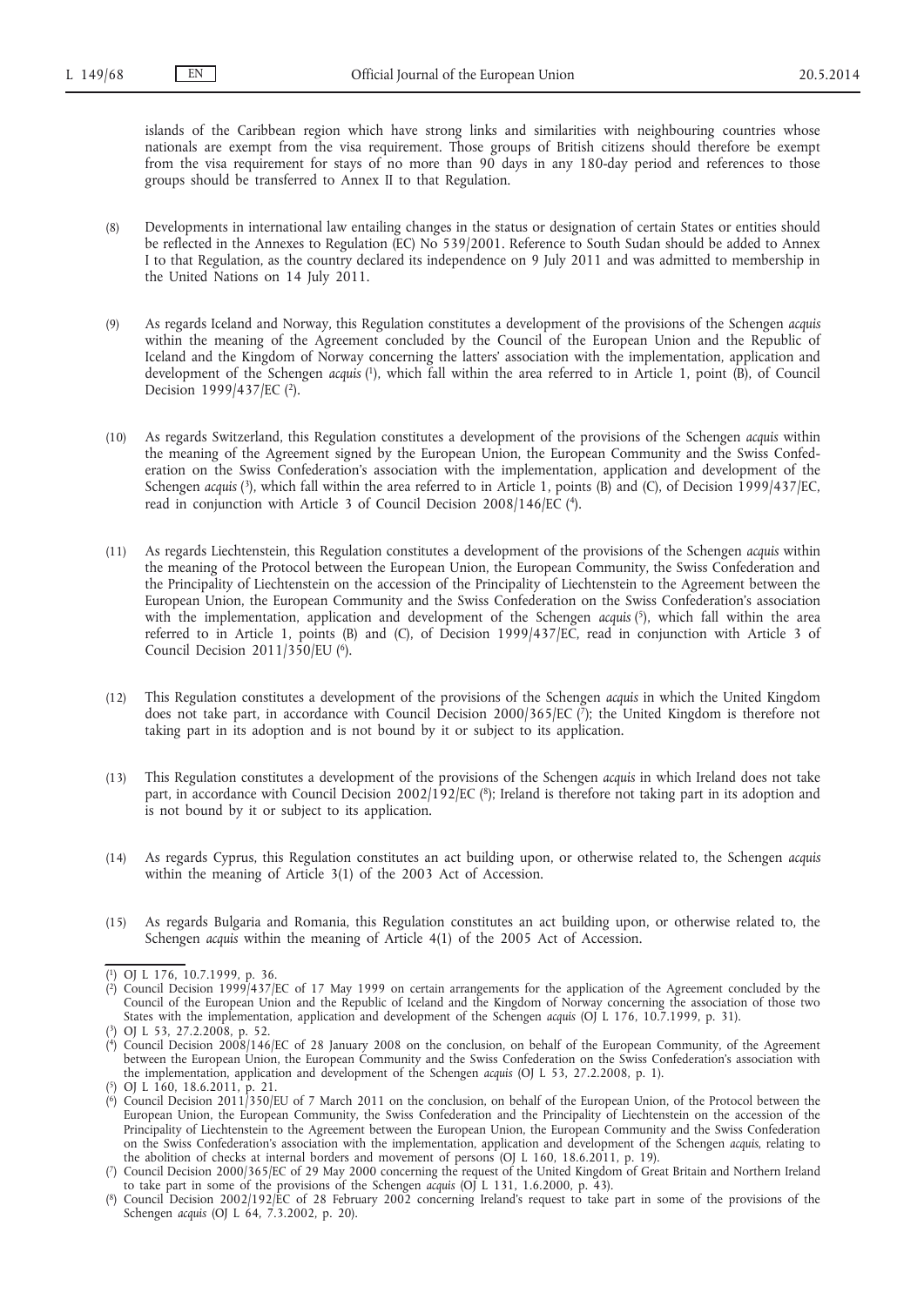islands of the Caribbean region which have strong links and similarities with neighbouring countries whose nationals are exempt from the visa requirement. Those groups of British citizens should therefore be exempt from the visa requirement for stays of no more than 90 days in any 180-day period and references to those groups should be transferred to Annex II to that Regulation.

(8) Developments in international law entailing changes in the status or designation of certain States or entities should be reflected in the Annexes to Regulation (EC) No 539/2001. Reference to South Sudan should be added to Annex I to that Regulation, as the country declared its independence on 9 July 2011 and was admitted to membership in the United Nations on 14 July 2011.

(9) As regards Iceland and Norway, this Regulation constitutes a development of the provisions of the Schengen *acquis* within the meaning of the Agreement concluded by the Council of the European Union and the Republic of Iceland and the Kingdom of Norway concerning the latters' association with the implementation, application and development of the Schengen *acquis* [1], which fall within the area referred to in Article 1, point (B), of Council Decision 1999/437/EC [2].

(10) As regards Switzerland, this Regulation constitutes a development of the provisions of the Schengen *acquis* within the meaning of the Agreement signed by the European Union, the European Community and the Swiss Confederation on the Swiss Confederation's association with the implementation, application and development of the Schengen *acquis* [3], which fall within the area referred to in Article 1, points (B) and (C), of Decision 1999/437/EC, read in conjunction with Article 3 of Council Decision 2008/146/EC [4].

(11) As regards Liechtenstein, this Regulation constitutes a development of the provisions of the Schengen *acquis* within the meaning of the Protocol between the European Union, the European Community, the Swiss Confederation and the Principality of Liechtenstein on the accession of the Principality of Liechtenstein to the Agreement between the European Union, the European Community and the Swiss Confederation on the Swiss Confederation's association with the implementation, application and development of the Schengen *acquis* [5], which fall within the area referred to in Article 1, points (B) and (C), of Decision 1999/437/EC, read in conjunction with Article 3 of Council Decision 2011/350/EU [6].

(12) This Regulation constitutes a development of the provisions of the Schengen *acquis* in which the United Kingdom does not take part, in accordance with Council Decision 2000/365/EC [7]; the United Kingdom is therefore not taking part in its adoption and is not bound by it or subject to its application.

(13) This Regulation constitutes a development of the provisions of the Schengen *acquis* in which Ireland does not take part, in accordance with Council Decision 2002/192/EC [8]; Ireland is therefore not taking part in its adoption and is not bound by it or subject to its application.

(14) As regards Cyprus, this Regulation constitutes an act building upon, or otherwise related to, the Schengen *acquis* within the meaning of Article 3(1) of the 2003 Act of Accession.

(15) As regards Bulgaria and Romania, this Regulation constitutes an act building upon, or otherwise related to, the Schengen *acquis* within the meaning of Article 4(1) of the 2005 Act of Accession.

---

[1] OJ L 176, 10.7.1999, p. 36.

[2] Council Decision 1999/437/EC of 17 May 1999 on certain arrangements for the application of the Agreement concluded by the Council of the European Union and the Republic of Iceland and the Kingdom of Norway concerning the association of those two States with the implementation, application and development of the Schengen *acquis* (OJ L 176, 10.7.1999, p. 31).

[3] OJ L 53, 27.2.2008, p. 52.

[4] Council Decision 2008/146/EC of 28 January 2008 on the conclusion, on behalf of the European Community, of the Agreement between the European Union, the European Community and the Swiss Confederation on the Swiss Confederation's association with the implementation, application and development of the Schengen *acquis* (OJ L 53, 27.2.2008, p. 1).

[5] OJ L 160, 18.6.2011, p. 21.

[6] Council Decision 2011/350/EU of 7 March 2011 on the conclusion, on behalf of the European Union, of the Protocol between the European Union, the European Community, the Swiss Confederation and the Principality of Liechtenstein on the accession of the Principality of Liechtenstein to the Agreement between the European Union, the European Community and the Swiss Confederation on the Swiss Confederation's association with the implementation, application and development of the Schengen *acquis*, relating to the abolition of checks at internal borders and movement of persons (OJ L 160, 18.6.2011, p. 19).

[7] Council Decision 2000/365/EC of 29 May 2000 concerning the request of the United Kingdom of Great Britain and Northern Ireland to take part in some of the provisions of the Schengen *acquis* (OJ L 131, 1.6.2000, p. 43).

[8] Council Decision 2002/192/EC of 28 February 2002 concerning Ireland's request to take part in some of the provisions of the Schengen *acquis* (OJ L 64, 7.3.2002, p. 20).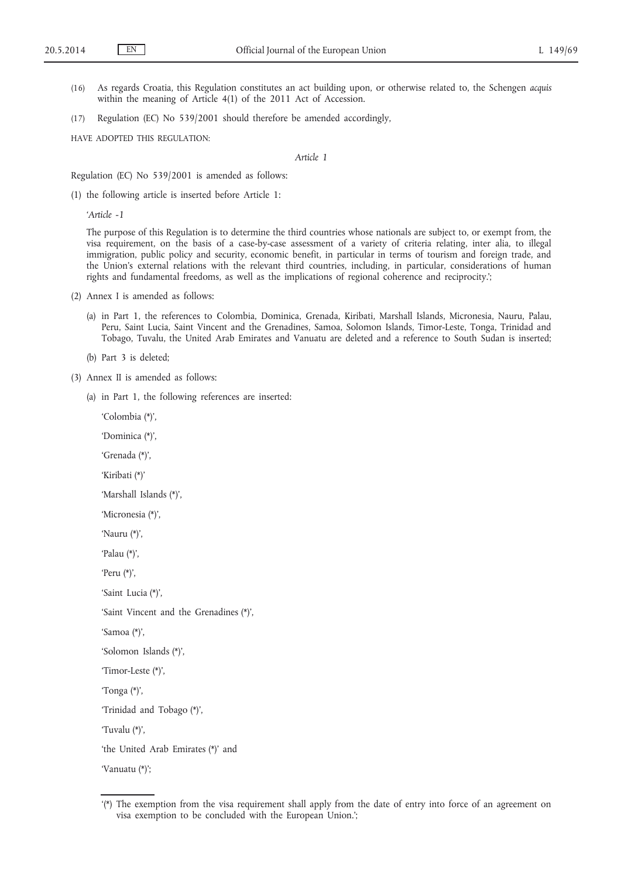(16) As regards Croatia, this Regulation constitutes an act building upon, or otherwise related to, the Schengen *acquis* within the meaning of Article 4(1) of the 2011 Act of Accession.

(17) Regulation (EC) No 539/2001 should therefore be amended accordingly,

HAVE ADOPTED THIS REGULATION:

*Article 1*

Regulation (EC) No 539/2001 is amended as follows:

(1) the following article is inserted before Article 1:

'*Article -1*

The purpose of this Regulation is to determine the third countries whose nationals are subject to, or exempt from, the visa requirement, on the basis of a case-by-case assessment of a variety of criteria relating, inter alia, to illegal immigration, public policy and security, economic benefit, in particular in terms of tourism and foreign trade, and the Union's external relations with the relevant third countries, including, in particular, considerations of human rights and fundamental freedoms, as well as the implications of regional coherence and reciprocity.';

(2) Annex I is amended as follows:

(a) in Part 1, the references to Colombia, Dominica, Grenada, Kiribati, Marshall Islands, Micronesia, Nauru, Palau, Peru, Saint Lucia, Saint Vincent and the Grenadines, Samoa, Solomon Islands, Timor-Leste, Tonga, Trinidad and Tobago, Tuvalu, the United Arab Emirates and Vanuatu are deleted and a reference to South Sudan is inserted;

(b) Part 3 is deleted;

(3) Annex II is amended as follows:

(a) in Part 1, the following references are inserted:

'Colombia (*)',

'Dominica (*)',

'Grenada (*)',

'Kiribati (*)'

'Marshall Islands (*)',

'Micronesia (*)',

'Nauru (*)',

'Palau (*)',

'Peru (*)',

'Saint Lucia (*)',

'Saint Vincent and the Grenadines (*)',

'Samoa (*)',

'Solomon Islands (*)',

'Timor-Leste (*)',

'Tonga (*)',

'Trinidad and Tobago (*)',

'Tuvalu (*)',

'the United Arab Emirates (*)' and

'Vanuatu (*)';

---

'(*) The exemption from the visa requirement shall apply from the date of entry into force of an agreement on visa exemption to be concluded with the European Union.';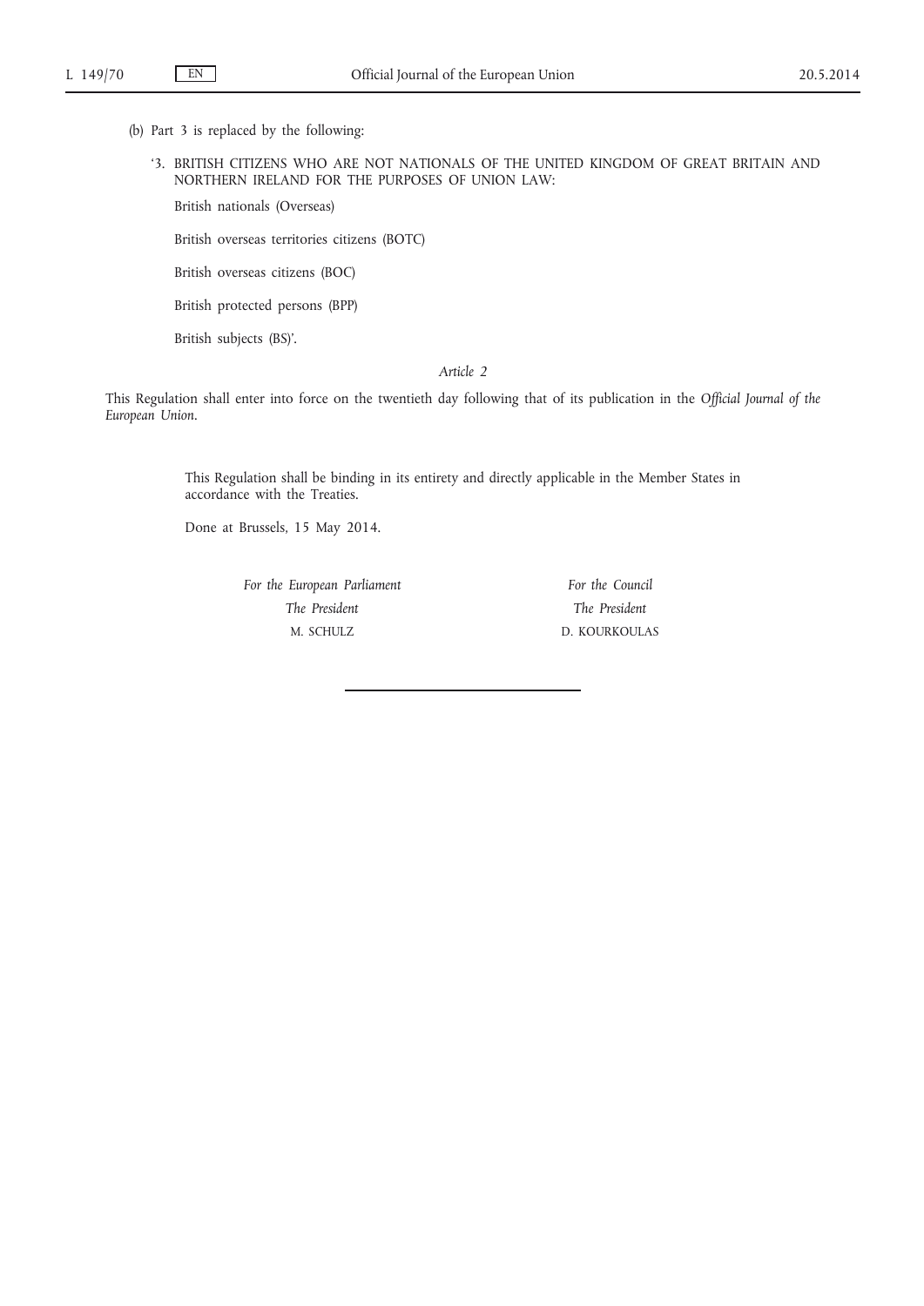(b) Part 3 is replaced by the following:

‘3. BRITISH CITIZENS WHO ARE NOT NATIONALS OF THE UNITED KINGDOM OF GREAT BRITAIN AND NORTHERN IRELAND FOR THE PURPOSES OF UNION LAW:

British nationals (Overseas)

British overseas territories citizens (BOTC)

British overseas citizens (BOC)

British protected persons (BPP)

British subjects (BS)’.

*Article 2*

This Regulation shall enter into force on the twentieth day following that of its publication in the *Official Journal of the European Union*.

This Regulation shall be binding in its entirety and directly applicable in the Member States in accordance with the Treaties.

Done at Brussels, 15 May 2014.

*For the European Parliament*

*The President*

M. SCHULZ

*For the Council*

*The President*

D. KOURKOULAS